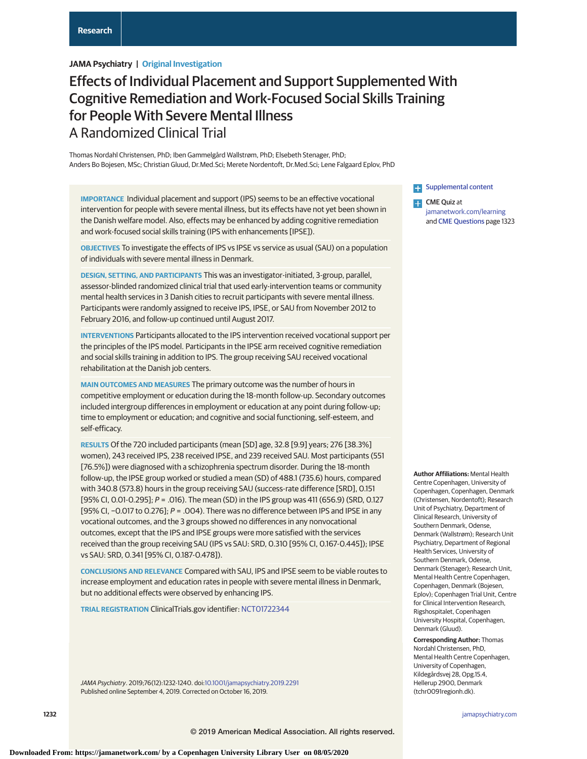JAMA Psychiatry | Original Investigation

# Effects of Individual Placement and Support Supplemented With Cognitive Remediation and Work-Focused Social Skills Training for People With Severe Mental Illness

## A Randomized Clinical Trial

Thomas Nordahl Christensen, PhD; Iben Gammelgård Wallstrøm, PhD; Elsebeth Stenager, PhD; Anders Bo Bojesen, MSc; Christian Gluud, Dr.Med.Sci; Merete Nordentoft, Dr.Med.Sci; Lene Falgaard Eplov, PhD

**IMPORTANCE** Individual placement and support (IPS) seems to be an effective vocational intervention for people with severe mental illness, but its effects have not yet been shown in the Danish welfare model. Also, effects may be enhanced by adding cognitive remediation and work-focused social skills training (IPS with enhancements [IPSE]).

**OBJECTIVES** To investigate the effects of IPS vs IPSE vs service as usual (SAU) on a population of individuals with severe mental illness in Denmark.

**DESIGN, SETTING, AND PARTICIPANTS** This was an investigator-initiated, 3-group, parallel, assessor-blinded randomized clinical trial that used early-intervention teams or community mental health services in 3 Danish cities to recruit participants with severe mental illness. Participants were randomly assigned to receive IPS, IPSE, or SAU from November 2012 to February 2016, and follow-up continued until August 2017.

**INTERVENTIONS** Participants allocated to the IPS intervention received vocational support per the principles of the IPS model. Participants in the IPSE arm received cognitive remediation and social skills training in addition to IPS. The group receiving SAU received vocational rehabilitation at the Danish job centers.

**MAIN OUTCOMES AND MEASURES** The primary outcome was the number of hours in competitive employment or education during the 18-month follow-up. Secondary outcomes included intergroup differences in employment or education at any point during follow-up; time to employment or education; and cognitive and social functioning, self-esteem, and self-efficacy.

**RESULTS** Of the 720 included participants (mean [SD] age, 32.8 [9.9] years; 276 [38.3%] women), 243 received IPS, 238 received IPSE, and 239 received SAU. Most participants (551 [76.5%]) were diagnosed with a schizophrenia spectrum disorder. During the 18-month follow-up, the IPSE group worked or studied a mean (SD) of 488.1 (735.6) hours, compared with 340.8 (573.8) hours in the group receiving SAU (success-rate difference [SRD], 0.151 [95% CI, 0.01-0.295]; *P* = .016). The mean (SD) in the IPS group was 411 (656.9) (SRD, 0.127 [95% CI, −0.017 to 0.276]; *P* = .004). There was no difference between IPS and IPSE in any vocational outcomes, and the 3 groups showed no differences in any nonvocational outcomes, except that the IPS and IPSE groups were more satisfied with the services received than the group receiving SAU (IPS vs SAU: SRD, 0.310 [95% CI, 0.167-0.445]); IPSE vs SAU: SRD, 0.341 [95% CI, 0.187-0.478]).

**CONCLUSIONS AND RELEVANCE** Compared with SAU, IPS and IPSE seem to be viable routes to increase employment and education rates in people with severe mental illness in Denmark, but no additional effects were observed by enhancing IPS.

**TRIAL REGISTRATION** ClinicalTrials.gov identifier: NCT01722344

*JAMA Psychiatry*. 2019;76(12):1232-1240. doi:10.1001/jamapsychiatry.2019.2291
Published online September 4, 2019. Corrected on October 16, 2019.

Supplemental content

CME Quiz at jamanetwork.com/learning and CME Questions page 1323

**Author Affiliations:** Mental Health Centre Copenhagen, University of Copenhagen, Copenhagen, Denmark (Christensen, Nordentoft); Research Unit of Psychiatry, Department of Clinical Research, University of Southern Denmark, Odense, Denmark (Wallstrøm); Research Unit Psychiatry, Department of Regional Health Services, University of Southern Denmark, Odense, Denmark (Stenager); Research Unit, Mental Health Centre Copenhagen, Copenhagen, Denmark (Bojesen, Eplov); Copenhagen Trial Unit, Centre for Clinical Intervention Research, Rigshospitalet, Copenhagen University Hospital, Copenhagen, Denmark (Gluud).

**Corresponding Author:** Thomas Nordahl Christensen, PhD, Mental Health Centre Copenhagen, University of Copenhagen, Kildegårdsvej 28, Opg.15.4, Hellerup 2900, Denmark (tchr0091regionh.dk).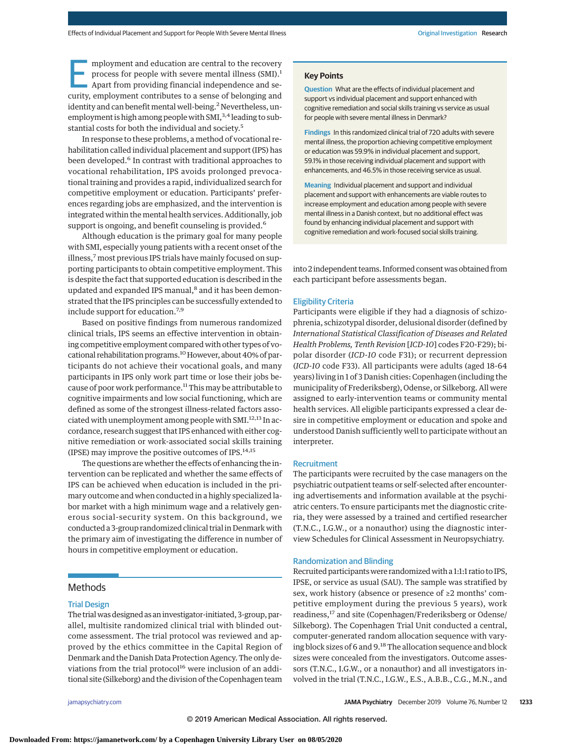Employment and education are central to the recovery process for people with severe mental illness (SMI).[1] Apart from providing financial independence and security, employment contributes to a sense of belonging and identity and can benefit mental well-being.[2] Nevertheless, unemployment is high among people with SMI,[3,4] leading to substantial costs for both the individual and society.[5]

In response to these problems, a method of vocational rehabilitation called individual placement and support (IPS) has been developed.[6] In contrast with traditional approaches to vocational rehabilitation, IPS avoids prolonged prevocational training and provides a rapid, individualized search for competitive employment or education. Participants' preferences regarding jobs are emphasized, and the intervention is integrated within the mental health services. Additionally, job support is ongoing, and benefit counseling is provided.[6]

Although education is the primary goal for many people with SMI, especially young patients with a recent onset of the illness,[7] most previous IPS trials have mainly focused on supporting participants to obtain competitive employment. This is despite the fact that supported education is described in the updated and expanded IPS manual,[8] and it has been demonstrated that the IPS principles can be successfully extended to include support for education.[7,9]

Based on positive findings from numerous randomized clinical trials, IPS seems an effective intervention in obtaining competitive employment compared with other types of vocational rehabilitation programs.[10] However, about 40% of participants do not achieve their vocational goals, and many participants in IPS only work part time or lose their jobs because of poor work performance.[11] This may be attributable to cognitive impairments and low social functioning, which are defined as some of the strongest illness-related factors associated with unemployment among people with SMI.[12,13] In accordance, research suggest that IPS enhanced with either cognitive remediation or work-associated social skills training (IPSE) may improve the positive outcomes of IPS.[14,15]

The questions are whether the effects of enhancing the intervention can be replicated and whether the same effects of IPS can be achieved when education is included in the primary outcome and when conducted in a highly specialized labor market with a high minimum wage and a relatively generous social-security system. On this background, we conducted a 3-group randomized clinical trial in Denmark with the primary aim of investigating the difference in number of hours in competitive employment or education.

## Key Points

**Question** What are the effects of individual placement and support vs individual placement and support enhanced with cognitive remediation and social skills training vs service as usual for people with severe mental illness in Denmark?

**Findings** In this randomized clinical trial of 720 adults with severe mental illness, the proportion achieving competitive employment or education was 59.9% in individual placement and support, 59.1% in those receiving individual placement and support with enhancements, and 46.5% in those receiving service as usual.

**Meaning** Individual placement and support and individual placement and support with enhancements are viable routes to increase employment and education among people with severe mental illness in a Danish context, but no additional effect was found by enhancing individual placement and support with cognitive remediation and work-focused social skills training.

## Methods

### Trial Design

The trial was designed as an investigator-initiated, 3-group, parallel, multisite randomized clinical trial with blinded outcome assessment. The trial protocol was reviewed and approved by the ethics committee in the Capital Region of Denmark and the Danish Data Protection Agency. The only deviations from the trial protocol[16] were inclusion of an additional site (Silkeborg) and the division of the Copenhagen team into 2 independent teams. Informed consent was obtained from each participant before assessments began.

### Eligibility Criteria

Participants were eligible if they had a diagnosis of schizophrenia, schizotypal disorder, delusional disorder (defined by *International Statistical Classification of Diseases and Related Health Problems, Tenth Revision* [*ICD-10*] codes F20-F29); bipolar disorder (*ICD-10* code F31); or recurrent depression (*ICD-10* code F33). All participants were adults (aged 18-64 years) living in 1 of 3 Danish cities: Copenhagen (including the municipality of Frederiksberg), Odense, or Silkeborg. All were assigned to early-intervention teams or community mental health services. All eligible participants expressed a clear desire in competitive employment or education and spoke and understood Danish sufficiently well to participate without an interpreter.

### Recruitment

The participants were recruited by the case managers on the psychiatric outpatient teams or self-selected after encountering advertisements and information available at the psychiatric centers. To ensure participants met the diagnostic criteria, they were assessed by a trained and certified researcher (T.N.C., I.G.W., or a nonauthor) using the diagnostic interview Schedules for Clinical Assessment in Neuropsychiatry.

### Randomization and Blinding

Recruited participants were randomized with a 1:1:1 ratio to IPS, IPSE, or service as usual (SAU). The sample was stratified by sex, work history (absence or presence of ≥2 months' competitive employment during the previous 5 years), work readiness,[17] and site (Copenhagen/Frederiksberg or Odense/Silkeborg). The Copenhagen Trial Unit conducted a central, computer-generated random allocation sequence with varying block sizes of 6 and 9.[18] The allocation sequence and block sizes were concealed from the investigators. Outcome assessors (T.N.C., I.G.W., or a nonauthor) and all investigators involved in the trial (T.N.C., I.G.W., E.S., A.B.B., C.G., M.N., and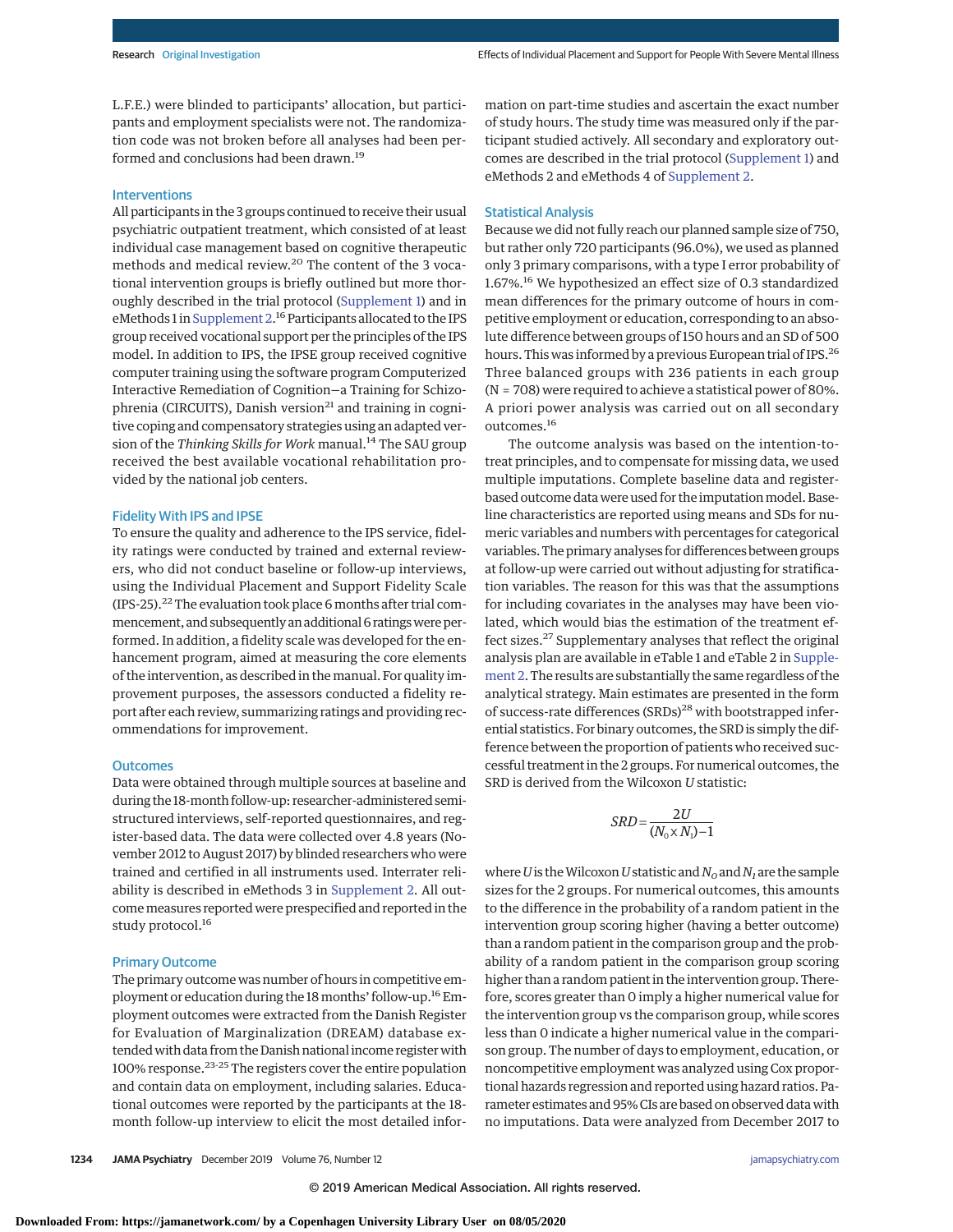L.F.E.) were blinded to participants' allocation, but participants and employment specialists were not. The randomization code was not broken before all analyses had been performed and conclusions had been drawn.[19]

### Interventions

All participants in the 3 groups continued to receive their usual psychiatric outpatient treatment, which consisted of at least individual case management based on cognitive therapeutic methods and medical review.[20] The content of the 3 vocational intervention groups is briefly outlined but more thoroughly described in the trial protocol (Supplement 1) and in eMethods 1 in Supplement 2.[16] Participants allocated to the IPS group received vocational support per the principles of the IPS model. In addition to IPS, the IPSE group received cognitive computer training using the software program Computerized Interactive Remediation of Cognition–a Training for Schizophrenia (CIRCUITS), Danish version[21] and training in cognitive coping and compensatory strategies using an adapted version of the *Thinking Skills for Work* manual.[14] The SAU group received the best available vocational rehabilitation provided by the national job centers.

### Fidelity With IPS and IPSE

To ensure the quality and adherence to the IPS service, fidelity ratings were conducted by trained and external reviewers, who did not conduct baseline or follow-up interviews, using the Individual Placement and Support Fidelity Scale (IPS-25).[22] The evaluation took place 6 months after trial commencement, and subsequently an additional 6 ratings were performed. In addition, a fidelity scale was developed for the enhancement program, aimed at measuring the core elements of the intervention, as described in the manual. For quality improvement purposes, the assessors conducted a fidelity report after each review, summarizing ratings and providing recommendations for improvement.

### Outcomes

Data were obtained through multiple sources at baseline and during the 18-month follow-up: researcher-administered semistructured interviews, self-reported questionnaires, and register-based data. The data were collected over 4.8 years (November 2012 to August 2017) by blinded researchers who were trained and certified in all instruments used. Interrater reliability is described in eMethods 3 in Supplement 2. All outcome measures reported were prespecified and reported in the study protocol.[16]

### Primary Outcome

The primary outcome was number of hours in competitive employment or education during the 18 months' follow-up.[16] Employment outcomes were extracted from the Danish Register for Evaluation of Marginalization (DREAM) database extended with data from the Danish national income register with 100% response.[23-25] The registers cover the entire population and contain data on employment, including salaries. Educational outcomes were reported by the participants at the 18-month follow-up interview to elicit the most detailed information on part-time studies and ascertain the exact number of study hours. The study time was measured only if the participant studied actively. All secondary and exploratory outcomes are described in the trial protocol (Supplement 1) and eMethods 2 and eMethods 4 of Supplement 2.

### Statistical Analysis

Because we did not fully reach our planned sample size of 750, but rather only 720 participants (96.0%), we used as planned only 3 primary comparisons, with a type I error probability of 1.67%.[16] We hypothesized an effect size of 0.3 standardized mean differences for the primary outcome of hours in competitive employment or education, corresponding to an absolute difference between groups of 150 hours and an SD of 500 hours. This was informed by a previous European trial of IPS.[26] Three balanced groups with 236 patients in each group (N = 708) were required to achieve a statistical power of 80%. A priori power analysis was carried out on all secondary outcomes.[16]

The outcome analysis was based on the intention-to-treat principles, and to compensate for missing data, we used multiple imputations. Complete baseline data and register-based outcome data were used for the imputation model. Baseline characteristics are reported using means and SDs for numeric variables and numbers with percentages for categorical variables. The primary analyses for differences between groups at follow-up were carried out without adjusting for stratification variables. The reason for this was that the assumptions for including covariates in the analyses may have been violated, which would bias the estimation of the treatment effect sizes.[27] Supplementary analyses that reflect the original analysis plan are available in eTable 1 and eTable 2 in Supplement 2. The results are substantially the same regardless of the analytical strategy. Main estimates are presented in the form of success-rate differences (SRDs)[28] with bootstrapped inferential statistics. For binary outcomes, the SRD is simply the difference between the proportion of patients who received successful treatment in the 2 groups. For numerical outcomes, the SRD is derived from the Wilcoxon *U* statistic:

$$SRD = \frac{2U}{(N_0 \times N_1)} - 1$$

where $U$ is the Wilcoxon $U$ statistic and $N_O$ and $N_I$ are the sample sizes for the 2 groups. For numerical outcomes, this amounts to the difference in the probability of a random patient in the intervention group scoring higher (having a better outcome) than a random patient in the comparison group and the probability of a random patient in the comparison group scoring higher than a random patient in the intervention group. Therefore, scores greater than 0 imply a higher numerical value for the intervention group vs the comparison group, while scores less than 0 indicate a higher numerical value in the comparison group. The number of days to employment, education, or noncompetitive employment was analyzed using Cox proportional hazards regression and reported using hazard ratios. Parameter estimates and 95% CIs are based on observed data with no imputations. Data were analyzed from December 2017 to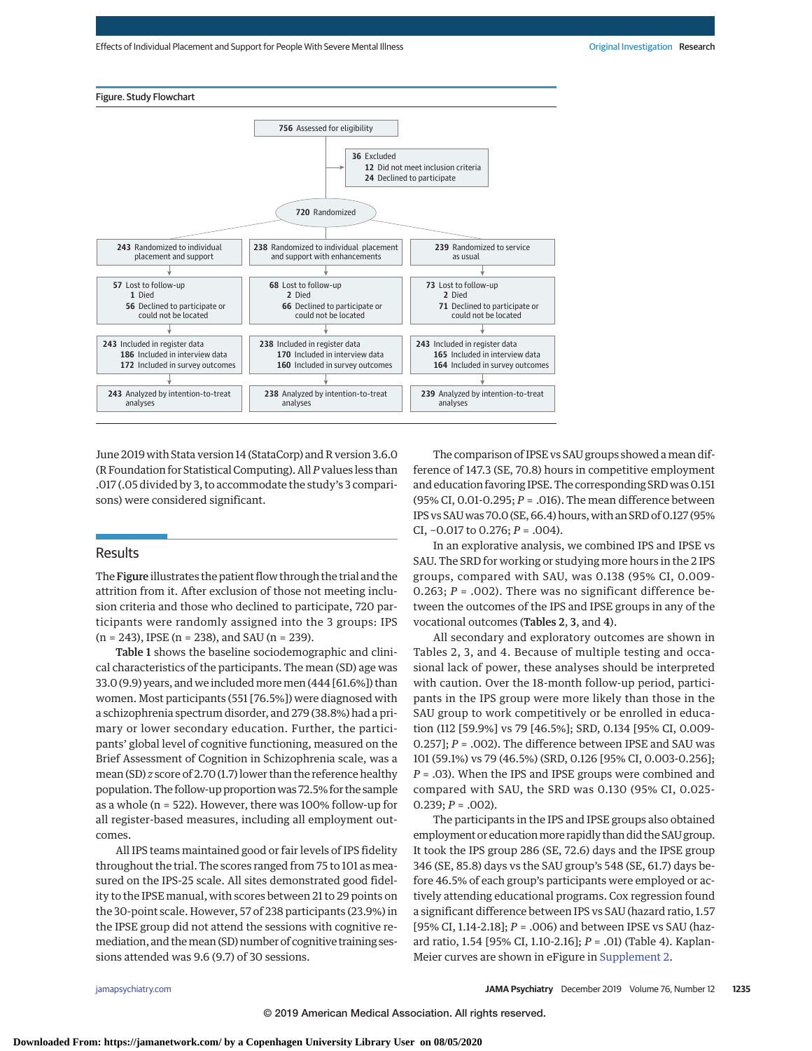Figure. Study Flowchart

756 Assessed for eligibility

36 Excluded
- 12 Did not meet inclusion criteria
- 24 Declined to participate

720 Randomized

| 243 Randomized to individual placement and support | 238 Randomized to individual placement and support with enhancements | 239 Randomized to service as usual |
|---|---|---|
| 57 Lost to follow-up<br>1 Died<br>56 Declined to participate or could not be located | 68 Lost to follow-up<br>2 Died<br>66 Declined to participate or could not be located | 73 Lost to follow-up<br>2 Died<br>71 Declined to participate or could not be located |
| 243 Included in register data<br>186 Included in interview data<br>172 Included in survey outcomes | 238 Included in register data<br>170 Included in interview data<br>160 Included in survey outcomes | 243 Included in register data<br>165 Included in interview data<br>164 Included in survey outcomes |
| 243 Analyzed by intention-to-treat analyses | 238 Analyzed by intention-to-treat analyses | 239 Analyzed by intention-to-treat analyses |

June 2019 with Stata version 14 (StataCorp) and R version 3.6.0 (R Foundation for Statistical Computing). All *P* values less than .017 (.05 divided by 3, to accommodate the study's 3 comparisons) were considered significant.

## Results

The **Figure** illustrates the patient flow through the trial and the attrition from it. After exclusion of those not meeting inclusion criteria and those who declined to participate, 720 participants were randomly assigned into the 3 groups: IPS (n = 243), IPSE (n = 238), and SAU (n = 239).

**Table 1** shows the baseline sociodemographic and clinical characteristics of the participants. The mean (SD) age was 33.0 (9.9) years, and we included more men (444 [61.6%]) than women. Most participants (551 [76.5%]) were diagnosed with a schizophrenia spectrum disorder, and 279 (38.8%) had a primary or lower secondary education. Further, the participants' global level of cognitive functioning, measured on the Brief Assessment of Cognition in Schizophrenia scale, was a mean (SD) *z* score of 2.70 (1.7) lower than the reference healthy population. The follow-up proportion was 72.5% for the sample as a whole (n = 522). However, there was 100% follow-up for all register-based measures, including all employment outcomes.

All IPS teams maintained good or fair levels of IPS fidelity throughout the trial. The scores ranged from 75 to 101 as measured on the IPS-25 scale. All sites demonstrated good fidelity to the IPSE manual, with scores between 21 to 29 points on the 30-point scale. However, 57 of 238 participants (23.9%) in the IPSE group did not attend the sessions with cognitive remediation, and the mean (SD) number of cognitive training sessions attended was 9.6 (9.7) of 30 sessions.

The comparison of IPSE vs SAU groups showed a mean difference of 147.3 (SE, 70.8) hours in competitive employment and education favoring IPSE. The corresponding SRD was 0.151 (95% CI, 0.01-0.295; *P* = .016). The mean difference between IPS vs SAU was 70.0 (SE, 66.4) hours, with an SRD of 0.127 (95% CI, −0.017 to 0.276; *P* = .004).

In an explorative analysis, we combined IPS and IPSE vs SAU. The SRD for working or studying more hours in the 2 IPS groups, compared with SAU, was 0.138 (95% CI, 0.009-0.263; *P* = .002). There was no significant difference between the outcomes of the IPS and IPSE groups in any of the vocational outcomes (**Tables 2**, **3**, and **4**).

All secondary and exploratory outcomes are shown in Tables 2, 3, and 4. Because of multiple testing and occasional lack of power, these analyses should be interpreted with caution. Over the 18-month follow-up period, participants in the IPS group were more likely than those in the SAU group to work competitively or be enrolled in education (112 [59.9%] vs 79 [46.5%]; SRD, 0.134 [95% CI, 0.009-0.257]; *P* = .002). The difference between IPSE and SAU was 101 (59.1%) vs 79 (46.5%) (SRD, 0.126 [95% CI, 0.003-0.256]; *P* = .03). When the IPS and IPSE groups were combined and compared with SAU, the SRD was 0.130 (95% CI, 0.025-0.239; *P* = .002).

The participants in the IPS and IPSE groups also obtained employment or education more rapidly than did the SAU group. It took the IPS group 286 (SE, 72.6) days and the IPSE group 346 (SE, 85.8) days vs the SAU group's 548 (SE, 61.7) days before 46.5% of each group's participants were employed or actively attending educational programs. Cox regression found a significant difference between IPS vs SAU (hazard ratio, 1.57 [95% CI, 1.14-2.18]; *P* = .006) and between IPSE vs SAU (hazard ratio, 1.54 [95% CI, 1.10-2.16]; *P* = .01) (Table 4). Kaplan-Meier curves are shown in eFigure in Supplement 2.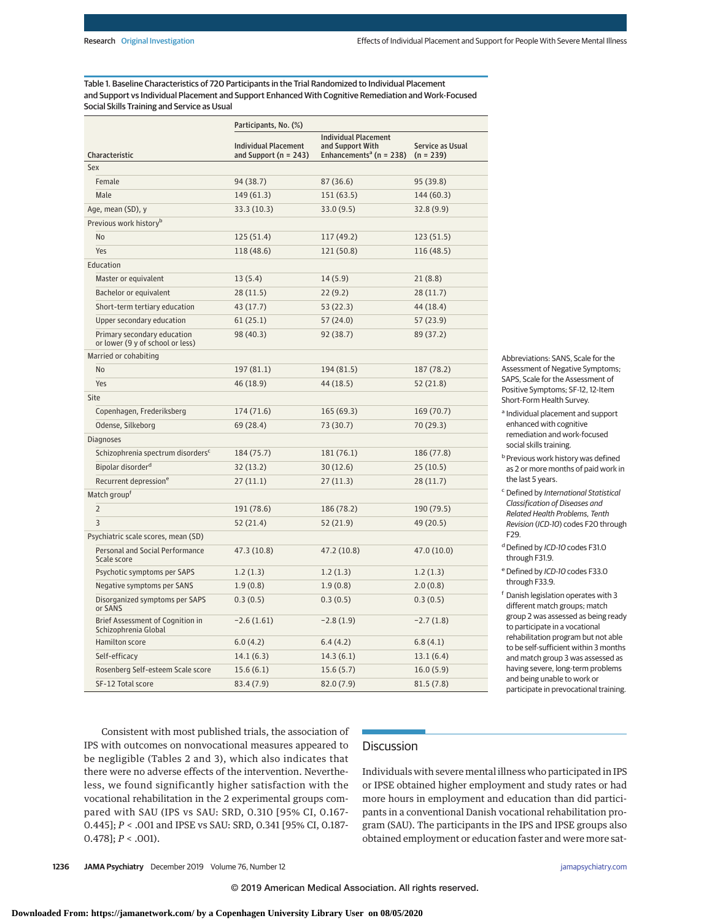Table 1. Baseline Characteristics of 720 Participants in the Trial Randomized to Individual Placement and Support vs Individual Placement and Support Enhanced With Cognitive Remediation and Work-Focused Social Skills Training and Service as Usual

| Characteristic | Participants, No. (%) | | |
|---|---|---|---|
| | Individual Placement and Support (n = 243) | Individual Placement and Support With Enhancements[a] (n = 238) | Service as Usual (n = 239) |
| Sex | | | |
| Female | 94 (38.7) | 87 (36.6) | 95 (39.8) |
| Male | 149 (61.3) | 151 (63.5) | 144 (60.3) |
| Age, mean (SD), y | 33.3 (10.3) | 33.0 (9.5) | 32.8 (9.9) |
| Previous work history[b] | | | |
| No | 125 (51.4) | 117 (49.2) | 123 (51.5) |
| Yes | 118 (48.6) | 121 (50.8) | 116 (48.5) |
| Education | | | |
| Master or equivalent | 13 (5.4) | 14 (5.9) | 21 (8.8) |
| Bachelor or equivalent | 28 (11.5) | 22 (9.2) | 28 (11.7) |
| Short-term tertiary education | 43 (17.7) | 53 (22.3) | 44 (18.4) |
| Upper secondary education | 61 (25.1) | 57 (24.0) | 57 (23.9) |
| Primary secondary education or lower (9 y of school or less) | 98 (40.3) | 92 (38.7) | 89 (37.2) |
| Married or cohabiting | | | |
| No | 197 (81.1) | 194 (81.5) | 187 (78.2) |
| Yes | 46 (18.9) | 44 (18.5) | 52 (21.8) |
| Site | | | |
| Copenhagen, Frederiksberg | 174 (71.6) | 165 (69.3) | 169 (70.7) |
| Odense, Silkeborg | 69 (28.4) | 73 (30.7) | 70 (29.3) |
| Diagnoses | | | |
| Schizophrenia spectrum disorders[c] | 184 (75.7) | 181 (76.1) | 186 (77.8) |
| Bipolar disorder[d] | 32 (13.2) | 30 (12.6) | 25 (10.5) |
| Recurrent depression[e] | 27 (11.1) | 27 (11.3) | 28 (11.7) |
| Match group[f] | | | |
| 2 | 191 (78.6) | 186 (78.2) | 190 (79.5) |
| 3 | 52 (21.4) | 52 (21.9) | 49 (20.5) |
| Psychiatric scale scores, mean (SD) | | | |
| Personal and Social Performance Scale score | 47.3 (10.8) | 47.2 (10.8) | 47.0 (10.0) |
| Psychotic symptoms per SAPS | 1.2 (1.3) | 1.2 (1.3) | 1.2 (1.3) |
| Negative symptoms per SANS | 1.9 (0.8) | 1.9 (0.8) | 2.0 (0.8) |
| Disorganized symptoms per SAPS or SANS | 0.3 (0.5) | 0.3 (0.5) | 0.3 (0.5) |
| Brief Assessment of Cognition in Schizophrenia Global | −2.6 (1.61) | −2.8 (1.9) | −2.7 (1.8) |
| Hamilton score | 6.0 (4.2) | 6.4 (4.2) | 6.8 (4.1) |
| Self-efficacy | 14.1 (6.3) | 14.3 (6.1) | 13.1 (6.4) |
| Rosenberg Self-esteem Scale score | 15.6 (6.1) | 15.6 (5.7) | 16.0 (5.9) |
| SF-12 Total score | 83.4 (7.9) | 82.0 (7.9) | 81.5 (7.8) |

Abbreviations: SANS, Scale for the Assessment of Negative Symptoms; SAPS, Scale for the Assessment of Positive Symptoms; SF-12, 12-Item Short-Form Health Survey.

[a] Individual placement and support enhanced with cognitive remediation and work-focused social skills training.

[b] Previous work history was defined as 2 or more months of paid work in the last 5 years.

[c] Defined by *International Statistical Classification of Diseases and Related Health Problems, Tenth Revision* (*ICD-10*) codes F20 through F29.

[d] Defined by *ICD-10* codes F31.0 through F31.9.

[e] Defined by *ICD-10* codes F33.0 through F33.9.

[f] Danish legislation operates with 3 different match groups; match group 2 was assessed as being ready to participate in a vocational rehabilitation program but not able to be self-sufficient within 3 months and match group 3 was assessed as having severe, long-term problems and being unable to work or participate in prevocational training.

Consistent with most published trials, the association of IPS with outcomes on nonvocational measures appeared to be negligible (Tables 2 and 3), which also indicates that there were no adverse effects of the intervention. Nevertheless, we found significantly higher satisfaction with the vocational rehabilitation in the 2 experimental groups compared with SAU (IPS vs SAU: SRD, 0.310 [95% CI, 0.167-0.445]; *P* < .001 and IPSE vs SAU: SRD, 0.341 [95% CI, 0.187-0.478]; *P* < .001).

## Discussion

Individuals with severe mental illness who participated in IPS or IPSE obtained higher employment and study rates or had more hours in employment and education than did participants in a conventional Danish vocational rehabilitation program (SAU). The participants in the IPS and IPSE groups also obtained employment or education faster and were more sat-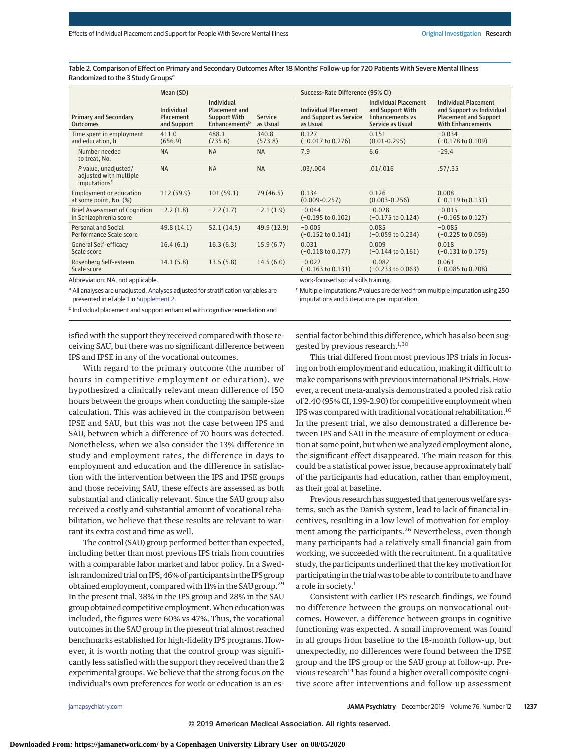Table 2. Comparison of Effect on Primary and Secondary Outcomes After 18 Months' Follow-up for 720 Patients With Severe Mental Illness Randomized to the 3 Study Groups[a]

| Primary and Secondary Outcomes | Mean (SD) | | | Success-Rate Difference (95% CI) | | |
|---|---|---|---|---|---|---|
| | Individual Placement and Support | Individual Placement and Support With Enhancements[b] | Service as Usual | Individual Placement and Support vs Service as Usual | Individual Placement and Support With Enhancements vs Service as Usual | Individual Placement and Support vs Individual Placement and Support With Enhancements |
| Time spent in employment and education, h | 411.0 (656.9) | 488.1 (735.6) | 340.8 (573.8) | 0.127 (−0.017 to 0.276) | 0.151 (0.01-0.295) | −0.034 (−0.178 to 0.109) |
| Number needed to treat, No. | NA | NA | NA | 7.9 | 6.6 | -29.4 |
| *P* value, unadjusted/ adjusted with multiple imputations[c] | NA | NA | NA | .03/.004 | .01/.016 | .57/.35 |
| Employment or education at some point, No. (%) | 112 (59.9) | 101 (59.1) | 79 (46.5) | 0.134 (0.009-0.257) | 0.126 (0.003-0.256) | 0.008 (−0.119 to 0.131) |
| Brief Assessment of Cognition in Schizophrenia score | −2.2 (1.8) | −2.2 (1.7) | −2.1 (1.9) | −0.044 (−0.195 to 0.102) | −0.028 (−0.175 to 0.124) | −0.015 (−0.165 to 0.127) |
| Personal and Social Performance Scale score | 49.8 (14.1) | 52.1 (14.5) | 49.9 (12.9) | −0.005 (−0.152 to 0.141) | 0.085 (−0.059 to 0.234) | −0.085 (−0.225 to 0.059) |
| General Self-efficacy Scale score | 16.4 (6.1) | 16.3 (6.3) | 15.9 (6.7) | 0.031 (−0.118 to 0.177) | 0.009 (−0.144 to 0.161) | 0.018 (−0.131 to 0.175) |
| Rosenberg Self-esteem Scale score | 14.1 (5.8) | 13.5 (5.8) | 14.5 (6.0) | −0.022 (−0.163 to 0.131) | −0.082 (−0.233 to 0.063) | 0.061 (−0.085 to 0.208) |

Abbreviation: NA, not applicable.

[a] All analyses are unadjusted. Analyses adjusted for stratification variables are presented in eTable 1 in Supplement 2.

[b] Individual placement and support enhanced with cognitive remediation and work-focused social skills training.

[c] Multiple-imputations *P* values are derived from multiple imputation using 250 imputations and 5 iterations per imputation.

isfied with the support they received compared with those receiving SAU, but there was no significant difference between IPS and IPSE in any of the vocational outcomes.

With regard to the primary outcome (the number of hours in competitive employment or education), we hypothesized a clinically relevant mean difference of 150 hours between the groups when conducting the sample-size calculation. This was achieved in the comparison between IPSE and SAU, but this was not the case between IPS and SAU, between which a difference of 70 hours was detected. Nonetheless, when we also consider the 13% difference in study and employment rates, the difference in days to employment and education and the difference in satisfaction with the intervention between the IPS and IPSE groups and those receiving SAU, these effects are assessed as both substantial and clinically relevant. Since the SAU group also received a costly and substantial amount of vocational rehabilitation, we believe that these results are relevant to warrant its extra cost and time as well.

The control (SAU) group performed better than expected, including better than most previous IPS trials from countries with a comparable labor market and labor policy. In a Swedish randomized trial on IPS, 46% of participants in the IPS group obtained employment, compared with 11% in the SAU group.[29] In the present trial, 38% in the IPS group and 28% in the SAU group obtained competitive employment. When education was included, the figures were 60% vs 47%. Thus, the vocational outcomes in the SAU group in the present trial almost reached benchmarks established for high-fidelity IPS programs. However, it is worth noting that the control group was significantly less satisfied with the support they received than the 2 experimental groups. We believe that the strong focus on the individual's own preferences for work or education is an essential factor behind this difference, which has also been suggested by previous research.[1,30]

This trial differed from most previous IPS trials in focusing on both employment and education, making it difficult to make comparisons with previous international IPS trials. However, a recent meta-analysis demonstrated a pooled risk ratio of 2.40 (95% CI, 1.99-2.90) for competitive employment when IPS was compared with traditional vocational rehabilitation.[10] In the present trial, we also demonstrated a difference between IPS and SAU in the measure of employment or education at some point, but when we analyzed employment alone, the significant effect disappeared. The main reason for this could be a statistical power issue, because approximately half of the participants had education, rather than employment, as their goal at baseline.

Previous research has suggested that generous welfare systems, such as the Danish system, lead to lack of financial incentives, resulting in a low level of motivation for employment among the participants.[26] Nevertheless, even though many participants had a relatively small financial gain from working, we succeeded with the recruitment. In a qualitative study, the participants underlined that the key motivation for participating in the trial was to be able to contribute to and have a role in society.[1]

Consistent with earlier IPS research findings, we found no difference between the groups on nonvocational outcomes. However, a difference between groups in cognitive functioning was expected. A small improvement was found in all groups from baseline to the 18-month follow-up, but unexpectedly, no differences were found between the IPSE group and the IPS group or the SAU group at follow-up. Previous research[14] has found a higher overall composite cognitive score after interventions and follow-up assessment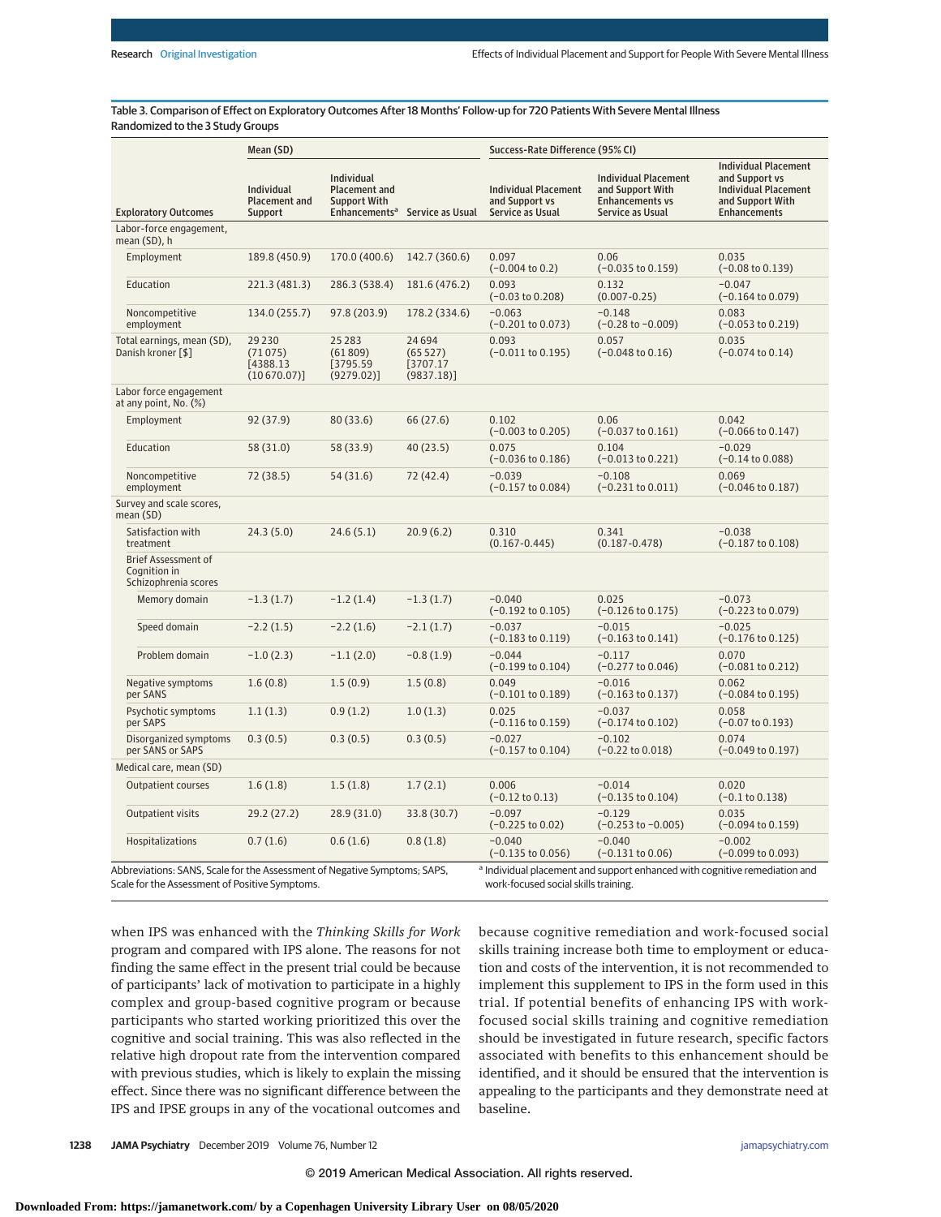Table 3. Comparison of Effect on Exploratory Outcomes After 18 Months' Follow-up for 720 Patients With Severe Mental Illness Randomized to the 3 Study Groups

| Exploratory Outcomes | Mean (SD) | | | Success-Rate Difference (95% CI) | | |
|---|---|---|---|---|---|---|
| | Individual Placement and Support | Individual Placement and Support With Enhancements[a] | Service as Usual | Individual Placement and Support vs Service as Usual | Individual Placement and Support With Enhancements vs Service as Usual | Individual Placement and Support vs Individual Placement and Support With Enhancements |
| **Labor-force engagement, mean (SD), h** | | | | | | |
| Employment | 189.8 (450.9) | 170.0 (400.6) | 142.7 (360.6) | 0.097 (−0.004 to 0.2) | 0.06 (−0.035 to 0.159) | 0.035 (−0.08 to 0.139) |
| Education | 221.3 (481.3) | 286.3 (538.4) | 181.6 (476.2) | 0.093 (−0.03 to 0.208) | 0.132 (0.007-0.25) | −0.047 (−0.164 to 0.079) |
| Noncompetitive employment | 134.0 (255.7) | 97.8 (203.9) | 178.2 (334.6) | −0.063 (−0.201 to 0.073) | −0.148 (−0.28 to −0.009) | 0.083 (−0.053 to 0.219) |
| **Total earnings, mean (SD), Danish kroner [$]** | 29 230 (71 075) [4388.13 (10 670.07)] | 25 283 (61 809) [3795.59 (9279.02)] | 24 694 (65 527) [3707.17 (9837.18)] | 0.093 (−0.011 to 0.195) | 0.057 (−0.048 to 0.16) | 0.035 (−0.074 to 0.14) |
| **Labor force engagement at any point, No. (%)** | | | | | | |
| Employment | 92 (37.9) | 80 (33.6) | 66 (27.6) | 0.102 (−0.003 to 0.205) | 0.06 (−0.037 to 0.161) | 0.042 (−0.066 to 0.147) |
| Education | 58 (31.0) | 58 (33.9) | 40 (23.5) | 0.075 (−0.036 to 0.186) | 0.104 (−0.013 to 0.221) | −0.029 (−0.14 to 0.088) |
| Noncompetitive employment | 72 (38.5) | 54 (31.6) | 72 (42.4) | −0.039 (−0.157 to 0.084) | −0.108 (−0.231 to 0.011) | 0.069 (−0.046 to 0.187) |
| **Survey and scale scores, mean (SD)** | | | | | | |
| Satisfaction with treatment | 24.3 (5.0) | 24.6 (5.1) | 20.9 (6.2) | 0.310 (0.167-0.445) | 0.341 (0.187-0.478) | −0.038 (−0.187 to 0.108) |
| Brief Assessment of Cognition in Schizophrenia scores | | | | | | |
| Memory domain | −1.3 (1.7) | −1.2 (1.4) | −1.3 (1.7) | −0.040 (−0.192 to 0.105) | 0.025 (−0.126 to 0.175) | −0.073 (−0.223 to 0.079) |
| Speed domain | −2.2 (1.5) | −2.2 (1.6) | −2.1 (1.7) | −0.037 (−0.183 to 0.119) | −0.015 (−0.163 to 0.141) | −0.025 (−0.176 to 0.125) |
| Problem domain | −1.0 (2.3) | −1.1 (2.0) | −0.8 (1.9) | −0.044 (−0.199 to 0.104) | −0.117 (−0.277 to 0.046) | 0.070 (−0.081 to 0.212) |
| Negative symptoms per SANS | 1.6 (0.8) | 1.5 (0.9) | 1.5 (0.8) | 0.049 (−0.101 to 0.189) | −0.016 (−0.163 to 0.137) | 0.062 (−0.084 to 0.195) |
| Psychotic symptoms per SAPS | 1.1 (1.3) | 0.9 (1.2) | 1.0 (1.3) | 0.025 (−0.116 to 0.159) | −0.037 (−0.174 to 0.102) | 0.058 (−0.07 to 0.193) |
| Disorganized symptoms per SANS or SAPS | 0.3 (0.5) | 0.3 (0.5) | 0.3 (0.5) | −0.027 (−0.157 to 0.104) | −0.102 (−0.22 to 0.018) | 0.074 (−0.049 to 0.197) |
| **Medical care, mean (SD)** | | | | | | |
| Outpatient courses | 1.6 (1.8) | 1.5 (1.8) | 1.7 (2.1) | 0.006 (−0.12 to 0.13) | −0.014 (−0.135 to 0.104) | 0.020 (−0.1 to 0.138) |
| Outpatient visits | 29.2 (27.2) | 28.9 (31.0) | 33.8 (30.7) | −0.097 (−0.225 to 0.02) | −0.129 (−0.253 to −0.005) | 0.035 (−0.094 to 0.159) |
| Hospitalizations | 0.7 (1.6) | 0.6 (1.6) | 0.8 (1.8) | −0.040 (−0.135 to 0.056) | −0.040 (−0.131 to 0.06) | −0.002 (−0.099 to 0.093) |

Abbreviations: SANS, Scale for the Assessment of Negative Symptoms; SAPS, Scale for the Assessment of Positive Symptoms.

[a] Individual placement and support enhanced with cognitive remediation and work-focused social skills training.

when IPS was enhanced with the *Thinking Skills for Work* program and compared with IPS alone. The reasons for not finding the same effect in the present trial could be because of participants' lack of motivation to participate in a highly complex and group-based cognitive program or because participants who started working prioritized this over the cognitive and social training. This was also reflected in the relative high dropout rate from the intervention compared with previous studies, which is likely to explain the missing effect. Since there was no significant difference between the IPS and IPSE groups in any of the vocational outcomes and because cognitive remediation and work-focused social skills training increase both time to employment or education and costs of the intervention, it is not recommended to implement this supplement to IPS in the form used in this trial. If potential benefits of enhancing IPS with work-focused social skills training and cognitive remediation should be investigated in future research, specific factors associated with benefits to this enhancement should be identified, and it should be ensured that the intervention is appealing to the participants and they demonstrate need at baseline.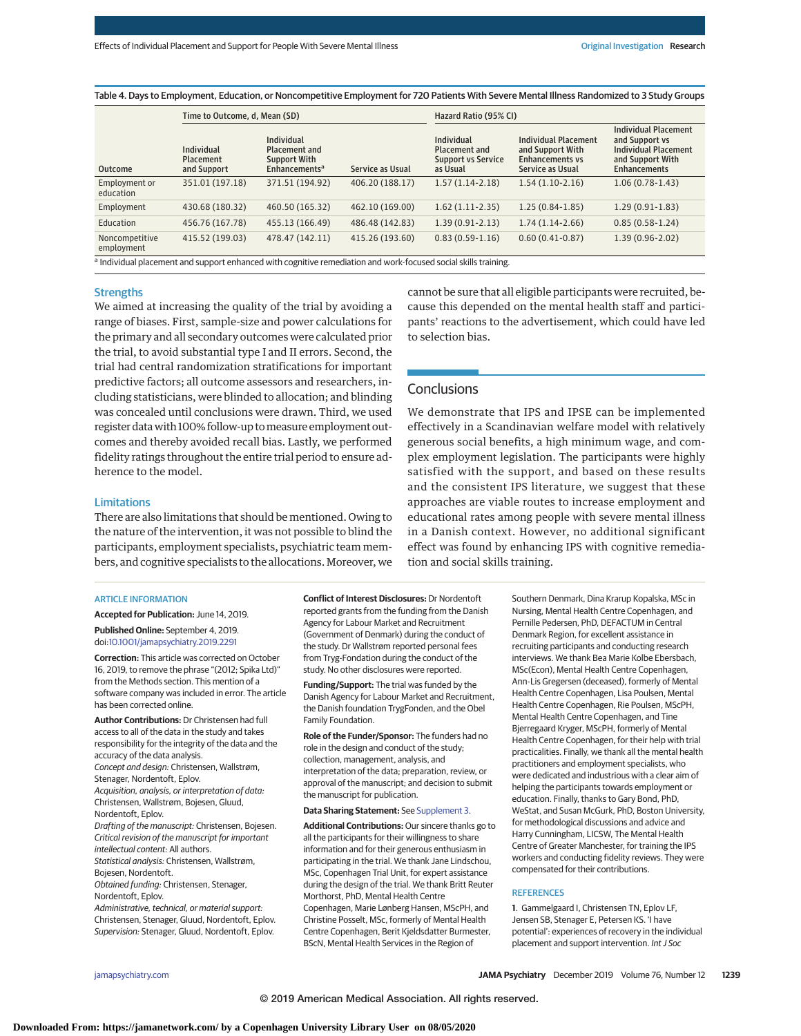Table 4. Days to Employment, Education, or Noncompetitive Employment for 720 Patients With Severe Mental Illness Randomized to 3 Study Groups

| Outcome | Time to Outcome, d, Mean (SD) | | | Hazard Ratio (95% CI) | | |
|---|---|---|---|---|---|---|
| | Individual Placement and Support | Individual Placement and Support With Enhancements[a] | Service as Usual | Individual Placement and Support vs Service as Usual | Individual Placement and Support With Enhancements vs Service as Usual | Individual Placement and Support vs Individual Placement and Support With Enhancements |
| Employment or education | 351.01 (197.18) | 371.51 (194.92) | 406.20 (188.17) | 1.57 (1.14-2.18) | 1.54 (1.10-2.16) | 1.06 (0.78-1.43) |
| Employment | 430.68 (180.32) | 460.50 (165.32) | 462.10 (169.00) | 1.62 (1.11-2.35) | 1.25 (0.84-1.85) | 1.29 (0.91-1.83) |
| Education | 456.76 (167.78) | 455.13 (166.49) | 486.48 (142.83) | 1.39 (0.91-2.13) | 1.74 (1.14-2.66) | 0.85 (0.58-1.24) |
| Noncompetitive employment | 415.52 (199.03) | 478.47 (142.11) | 415.26 (193.60) | 0.83 (0.59-1.16) | 0.60 (0.41-0.87) | 1.39 (0.96-2.02) |

[a] Individual placement and support enhanced with cognitive remediation and work-focused social skills training.

### Strengths

We aimed at increasing the quality of the trial by avoiding a range of biases. First, sample-size and power calculations for the primary and all secondary outcomes were calculated prior the trial, to avoid substantial type I and II errors. Second, the trial had central randomization stratifications for important predictive factors; all outcome assessors and researchers, including statisticians, were blinded to allocation; and blinding was concealed until conclusions were drawn. Third, we used register data with 100% follow-up to measure employment outcomes and thereby avoided recall bias. Lastly, we performed fidelity ratings throughout the entire trial period to ensure adherence to the model.

### Limitations

There are also limitations that should be mentioned. Owing to the nature of the intervention, it was not possible to blind the participants, employment specialists, psychiatric team members, and cognitive specialists to the allocations. Moreover, we cannot be sure that all eligible participants were recruited, because this depended on the mental health staff and participants' reactions to the advertisement, which could have led to selection bias.

## Conclusions

We demonstrate that IPS and IPSE can be implemented effectively in a Scandinavian welfare model with relatively generous social benefits, a high minimum wage, and complex employment legislation. The participants were highly satisfied with the support, and based on these results and the consistent IPS literature, we suggest that these approaches are viable routes to increase employment and educational rates among people with severe mental illness in a Danish context. However, no additional significant effect was found by enhancing IPS with cognitive remediation and social skills training.

### ARTICLE INFORMATION

**Accepted for Publication:** June 14, 2019.

**Published Online:** September 4, 2019. doi:10.1001/jamapsychiatry.2019.2291

**Correction:** This article was corrected on October 16, 2019, to remove the phrase "(2012; Spika Ltd)" from the Methods section. This mention of a software company was included in error. The article has been corrected online.

**Author Contributions:** Dr Christensen had full access to all of the data in the study and takes responsibility for the integrity of the data and the accuracy of the data analysis.
*Concept and design:* Christensen, Wallstrøm, Stenager, Nordentoft, Eplov.
*Acquisition, analysis, or interpretation of data:* Christensen, Wallstrøm, Bojesen, Gluud, Nordentoft, Eplov.
*Drafting of the manuscript:* Christensen, Bojesen.
*Critical revision of the manuscript for important intellectual content:* All authors.
*Statistical analysis:* Christensen, Wallstrøm, Bojesen, Nordentoft.
*Obtained funding:* Christensen, Stenager, Nordentoft, Eplov.
*Administrative, technical, or material support:* Christensen, Stenager, Gluud, Nordentoft, Eplov.
*Supervision:* Stenager, Gluud, Nordentoft, Eplov.

**Conflict of Interest Disclosures:** Dr Nordentoft reported grants from the funding from the Danish Agency for Labour Market and Recruitment (Government of Denmark) during the conduct of the study. Dr Wallstrøm reported personal fees from Tryg-Fondation during the conduct of the study. No other disclosures were reported.

**Funding/Support:** The trial was funded by the Danish Agency for Labour Market and Recruitment, the Danish foundation TrygFonden, and the Obel Family Foundation.

**Role of the Funder/Sponsor:** The funders had no role in the design and conduct of the study; collection, management, analysis, and interpretation of the data; preparation, review, or approval of the manuscript; and decision to submit the manuscript for publication.

**Data Sharing Statement:** See Supplement 3.

**Additional Contributions:** Our sincere thanks go to all the participants for their willingness to share information and for their generous enthusiasm in participating in the trial. We thank Jane Lindschou, MSc, Copenhagen Trial Unit, for expert assistance during the design of the trial. We thank Britt Reuter Morthorst, PhD, Mental Health Centre Copenhagen, Marie Lønberg Hansen, MScPH, and Christine Posselt, MSc, formerly of Mental Health Centre Copenhagen, Berit Kjeldsdatter Burmester, BScN, Mental Health Services in the Region of Southern Denmark, Dina Krarup Kopalska, MSc in Nursing, Mental Health Centre Copenhagen, and Pernille Pedersen, PhD, DEFACTUM in Central Denmark Region, for excellent assistance in recruiting participants and conducting research interviews. We thank Bea Marie Kolbe Ebersbach, MSc(Econ), Mental Health Centre Copenhagen, Ann-Lis Gregersen (deceased), formerly of Mental Health Centre Copenhagen, Lisa Poulsen, Mental Health Centre Copenhagen, Rie Poulsen, MScPH, Mental Health Centre Copenhagen, and Tine Bjerregaard Kryger, MScPH, formerly of Mental Health Centre Copenhagen, for their help with trial practicalities. Finally, we thank all the mental health practitioners and employment specialists, who were dedicated and industrious with a clear aim of helping the participants towards employment or education. Finally, thanks to Gary Bond, PhD, WeStat, and Susan McGurk, PhD, Boston University, for methodological discussions and advice and Harry Cunningham, LICSW, The Mental Health Centre of Greater Manchester, for training the IPS workers and conducting fidelity reviews. They were compensated for their contributions.

### REFERENCES

1. Gammelgaard I, Christensen TN, Eplov LF, Jensen SB, Stenager E, Petersen KS. 'I have potential': experiences of recovery in the individual placement and support intervention. *Int J Soc*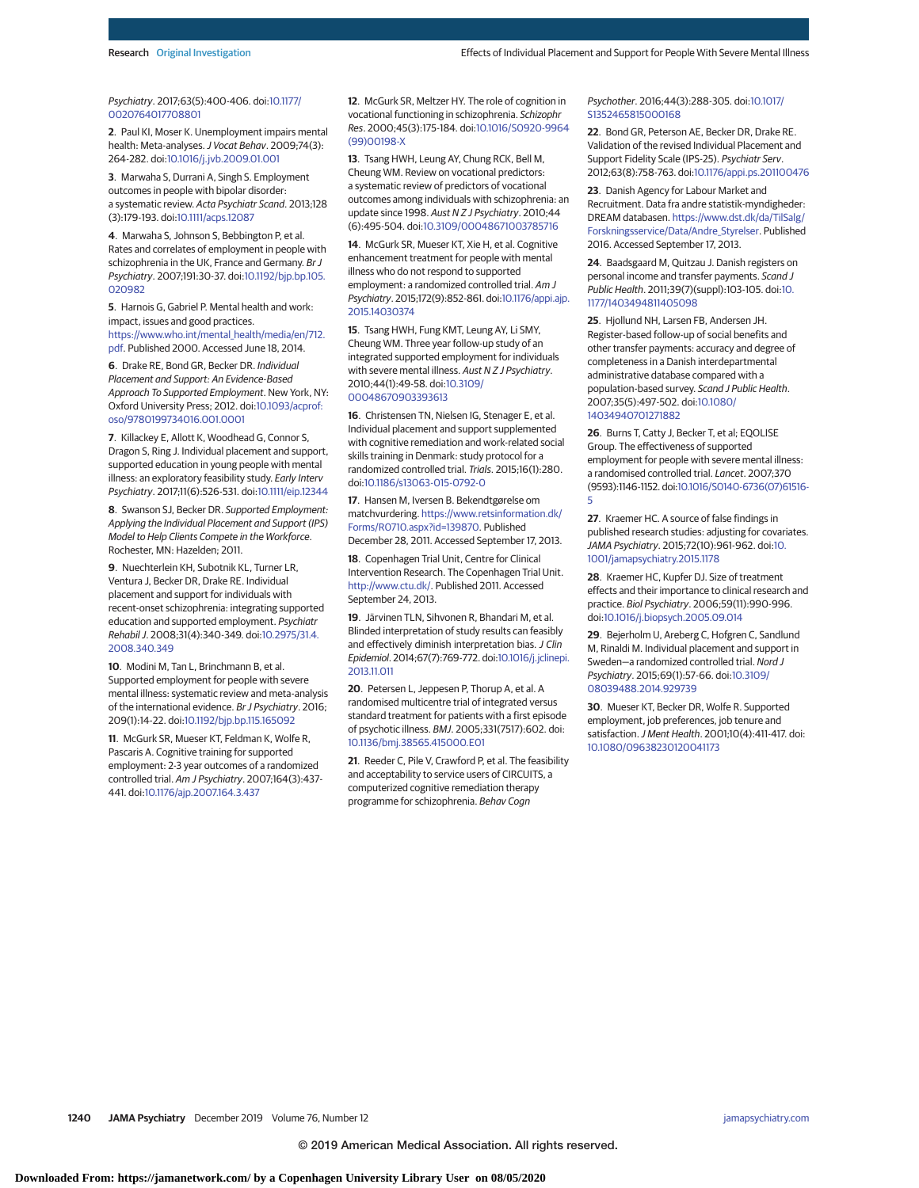*Psychiatry*. 2017;63(5):400-406. doi:10.1177/0020764017708801

2. Paul KI, Moser K. Unemployment impairs mental health: Meta-analyses. *J Vocat Behav*. 2009;74(3):264-282. doi:10.1016/j.jvb.2009.01.001

3. Marwaha S, Durrani A, Singh S. Employment outcomes in people with bipolar disorder: a systematic review. *Acta Psychiatr Scand*. 2013;128(3):179-193. doi:10.1111/acps.12087

4. Marwaha S, Johnson S, Bebbington P, et al. Rates and correlates of employment in people with schizophrenia in the UK, France and Germany. *Br J Psychiatry*. 2007;191:30-37. doi:10.1192/bjp.bp.105.020982

5. Harnois G, Gabriel P. Mental health and work: impact, issues and good practices. https://www.who.int/mental_health/media/en/712.pdf. Published 2000. Accessed June 18, 2014.

6. Drake RE, Bond GR, Becker DR. *Individual Placement and Support: An Evidence-Based Approach To Supported Employment*. New York, NY: Oxford University Press; 2012. doi:10.1093/acprof:oso/9780199734016.001.0001

7. Killackey E, Allott K, Woodhead G, Connor S, Dragon S, Ring J. Individual placement and support, supported education in young people with mental illness: an exploratory feasibility study. *Early Interv Psychiatry*. 2017;11(6):526-531. doi:10.1111/eip.12344

8. Swanson SJ, Becker DR. *Supported Employment: Applying the Individual Placement and Support (IPS) Model to Help Clients Compete in the Workforce*. Rochester, MN: Hazelden; 2011.

9. Nuechterlein KH, Subotnik KL, Turner LR, Ventura J, Becker DR, Drake RE. Individual placement and support for individuals with recent-onset schizophrenia: integrating supported education and supported employment. *Psychiatr Rehabil J*. 2008;31(4):340-349. doi:10.2975/31.4.2008.340.349

10. Modini M, Tan L, Brinchmann B, et al. Supported employment for people with severe mental illness: systematic review and meta-analysis of the international evidence. *Br J Psychiatry*. 2016;209(1):14-22. doi:10.1192/bjp.bp.115.165092

11. McGurk SR, Mueser KT, Feldman K, Wolfe R, Pascaris A. Cognitive training for supported employment: 2-3 year outcomes of a randomized controlled trial. *Am J Psychiatry*. 2007;164(3):437-441. doi:10.1176/ajp.2007.164.3.437

12. McGurk SR, Meltzer HY. The role of cognition in vocational functioning in schizophrenia. *Schizophr Res*. 2000;45(3):175-184. doi:10.1016/S0920-9964(99)00198-X

13. Tsang HWH, Leung AY, Chung RCK, Bell M, Cheung WM. Review on vocational predictors: a systematic review of predictors of vocational outcomes among individuals with schizophrenia: an update since 1998. *Aust N Z J Psychiatry*. 2010;44(6):495-504. doi:10.3109/00048671003785716

14. McGurk SR, Mueser KT, Xie H, et al. Cognitive enhancement treatment for people with mental illness who do not respond to supported employment: a randomized controlled trial. *Am J Psychiatry*. 2015;172(9):852-861. doi:10.1176/appi.ajp.2015.14030374

15. Tsang HWH, Fung KMT, Leung AY, Li SMY, Cheung WM. Three year follow-up study of an integrated supported employment for individuals with severe mental illness. *Aust N Z J Psychiatry*. 2010;44(1):49-58. doi:10.3109/00048670903393613

16. Christensen TN, Nielsen IG, Stenager E, et al. Individual placement and support supplemented with cognitive remediation and work-related social skills training in Denmark: study protocol for a randomized controlled trial. *Trials*. 2015;16(1):280. doi:10.1186/s13063-015-0792-0

17. Hansen M, Iversen B. Bekendtgørelse om matchvurdering. https://www.retsinformation.dk/Forms/R0710.aspx?id=139870. Published December 28, 2011. Accessed September 17, 2013.

18. Copenhagen Trial Unit, Centre for Clinical Intervention Research. The Copenhagen Trial Unit. http://www.ctu.dk/. Published 2011. Accessed September 24, 2013.

19. Järvinen TLN, Sihvonen R, Bhandari M, et al. Blinded interpretation of study results can feasibly and effectively diminish interpretation bias. *J Clin Epidemiol*. 2014;67(7):769-772. doi:10.1016/j.jclinepi.2013.11.011

20. Petersen L, Jeppesen P, Thorup A, et al. A randomised multicentre trial of integrated versus standard treatment for patients with a first episode of psychotic illness. *BMJ*. 2005;331(7517):602. doi:10.1136/bmj.38565.415000.E01

21. Reeder C, Pile V, Crawford P, et al. The feasibility and acceptability to service users of CIRCUITS, a computerized cognitive remediation therapy programme for schizophrenia. *Behav Cogn Psychother*. 2016;44(3):288-305. doi:10.1017/S1352465815000168

22. Bond GR, Peterson AE, Becker DR, Drake RE. Validation of the revised Individual Placement and Support Fidelity Scale (IPS-25). *Psychiatr Serv*. 2012;63(8):758-763. doi:10.1176/appi.ps.201100476

23. Danish Agency for Labour Market and Recruitment. Data fra andre statistik-myndigheder: DREAM databasen. https://www.dst.dk/da/TilSalg/Forskningsservice/Data/Andre_Styrelser. Published 2016. Accessed September 17, 2013.

24. Baadsgaard M, Quitzau J. Danish registers on personal income and transfer payments. *Scand J Public Health*. 2011;39(7)(suppl):103-105. doi:10.1177/1403494811405098

25. Hjollund NH, Larsen FB, Andersen JH. Register-based follow-up of social benefits and other transfer payments: accuracy and degree of completeness in a Danish interdepartmental administrative database compared with a population-based survey. *Scand J Public Health*. 2007;35(5):497-502. doi:10.1080/14034940701271882

26. Burns T, Catty J, Becker T, et al; EQOLISE Group. The effectiveness of supported employment for people with severe mental illness: a randomised controlled trial. *Lancet*. 2007;370(9593):1146-1152. doi:10.1016/S0140-6736(07)61516-5

27. Kraemer HC. A source of false findings in published research studies: adjusting for covariates. *JAMA Psychiatry*. 2015;72(10):961-962. doi:10.1001/jamapsychiatry.2015.1178

28. Kraemer HC, Kupfer DJ. Size of treatment effects and their importance to clinical research and practice. *Biol Psychiatry*. 2006;59(11):990-996. doi:10.1016/j.biopsych.2005.09.014

29. Bejerholm U, Areberg C, Hofgren C, Sandlund M, Rinaldi M. Individual placement and support in Sweden—a randomized controlled trial. *Nord J Psychiatry*. 2015;69(1):57-66. doi:10.3109/08039488.2014.929739

30. Mueser KT, Becker DR, Wolfe R. Supported employment, job preferences, job tenure and satisfaction. *J Ment Health*. 2001;10(4):411-417. doi:10.1080/09638230120041173